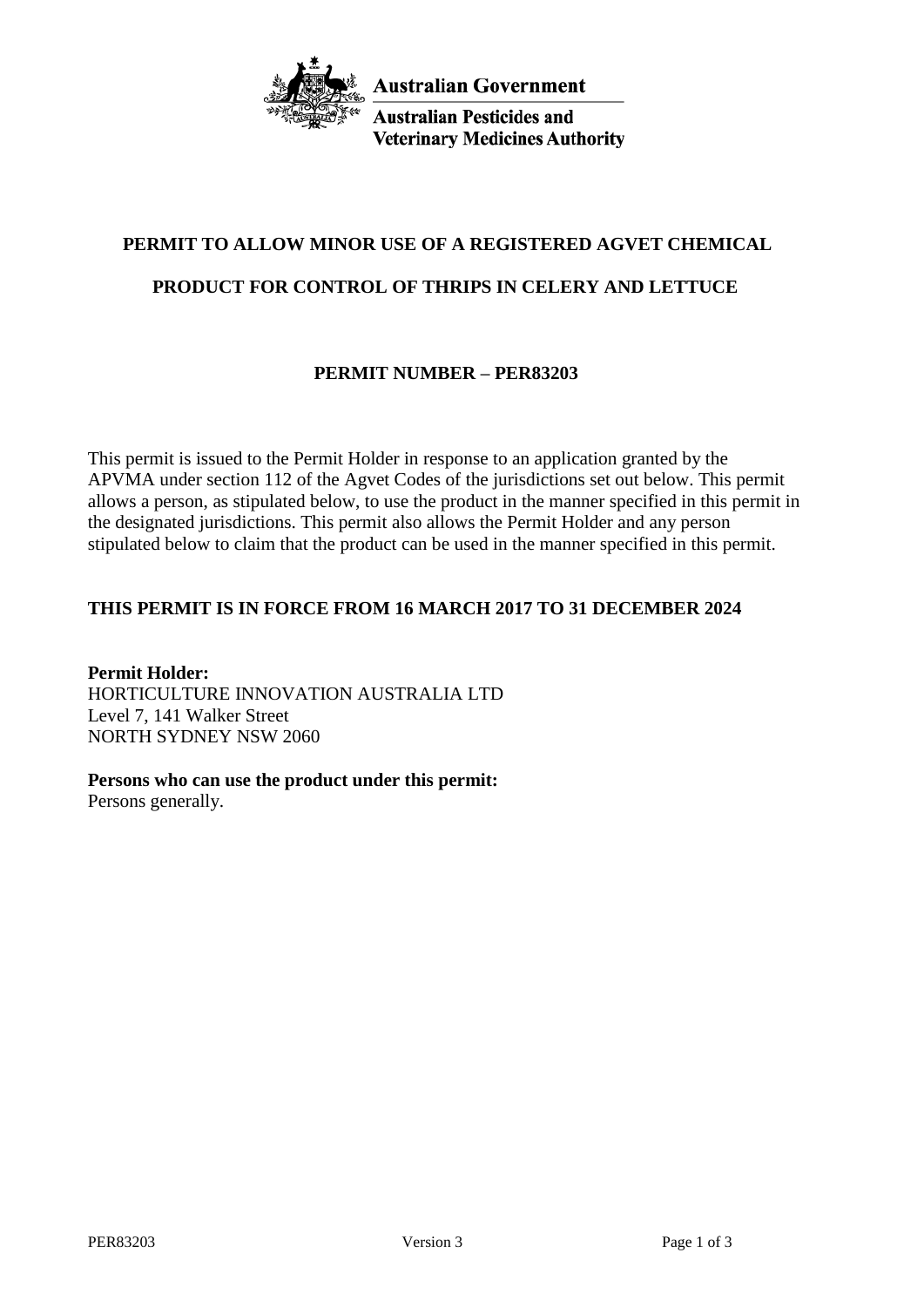Australian Government

Australian Pesticides and Veterinary Medicines Authority

# PERMIT TO ALLOW MINOR USE OF A REGISTERED AGVET CHEMICAL PRODUCT FOR CONTROL OF THRIPS IN CELERY AND LETTUCE

## PERMIT NUMBER – PER83203

This permit is issued to the Permit Holder in response to an application granted by the APVMA under section 112 of the Agvet Codes of the jurisdictions set out below. This permit allows a person, as stipulated below, to use the product in the manner specified in this permit in the designated jurisdictions. This permit also allows the Permit Holder and any person stipulated below to claim that the product can be used in the manner specified in this permit.

**THIS PERMIT IS IN FORCE FROM 16 MARCH 2017 TO 31 DECEMBER 2024**

**Permit Holder:**
HORTICULTURE INNOVATION AUSTRALIA LTD
Level 7, 141 Walker Street
NORTH SYDNEY NSW 2060

**Persons who can use the product under this permit:**
Persons generally.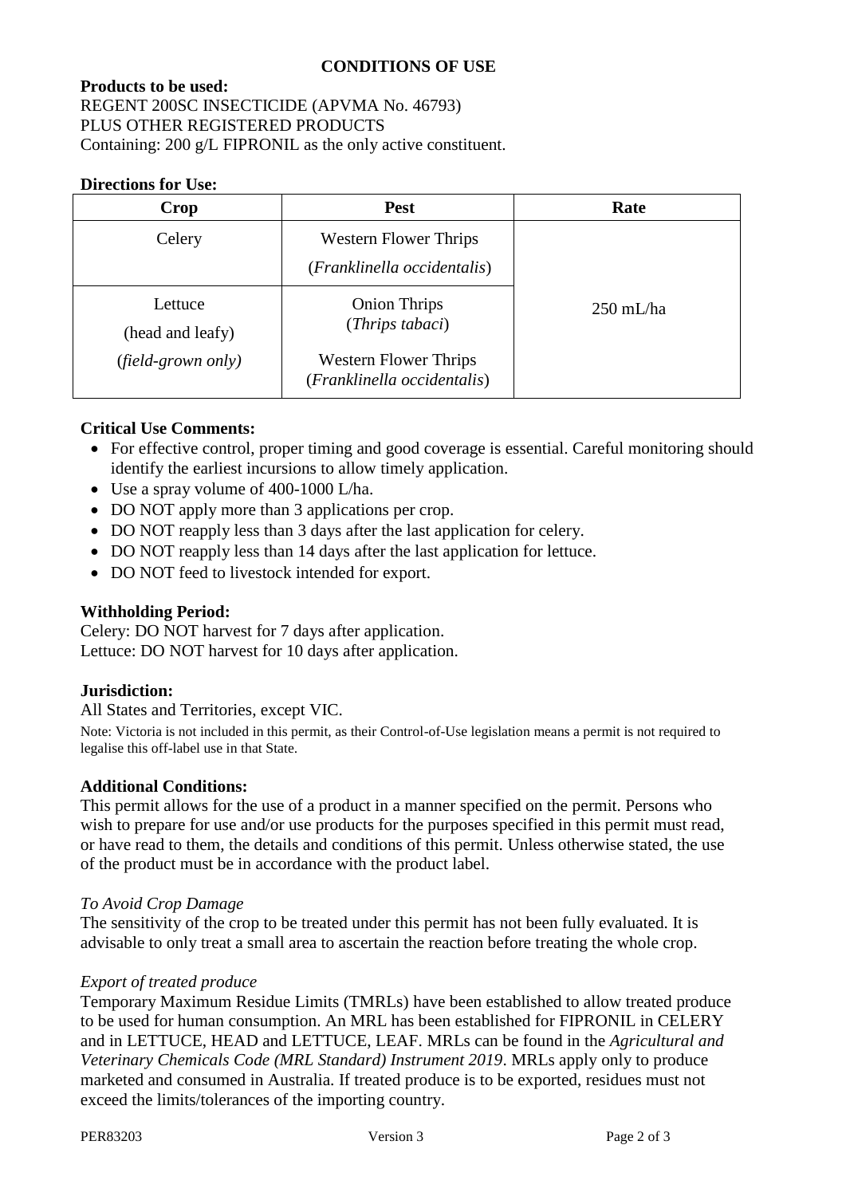## CONDITIONS OF USE

**Products to be used:**
REGENT 200SC INSECTICIDE (APVMA No. 46793)
PLUS OTHER REGISTERED PRODUCTS
Containing: 200 g/L FIPRONIL as the only active constituent.

**Directions for Use:**

| Crop | Pest | Rate |
|---|---|---|
| Celery | Western Flower Thrips (*Franklinella occidentalis*) | 250 mL/ha |
| Lettuce (head and leafy) (*field-grown only)* | Onion Thrips (*Thrips tabaci*) Western Flower Thrips (*Franklinella occidentalis*) | |

**Critical Use Comments:**

- For effective control, proper timing and good coverage is essential. Careful monitoring should identify the earliest incursions to allow timely application.
- Use a spray volume of 400-1000 L/ha.
- DO NOT apply more than 3 applications per crop.
- DO NOT reapply less than 3 days after the last application for celery.
- DO NOT reapply less than 14 days after the last application for lettuce.
- DO NOT feed to livestock intended for export.

**Withholding Period:**
Celery: DO NOT harvest for 7 days after application.
Lettuce: DO NOT harvest for 10 days after application.

**Jurisdiction:**
All States and Territories, except VIC.
Note: Victoria is not included in this permit, as their Control-of-Use legislation means a permit is not required to legalise this off-label use in that State.

**Additional Conditions:**
This permit allows for the use of a product in a manner specified on the permit. Persons who wish to prepare for use and/or use products for the purposes specified in this permit must read, or have read to them, the details and conditions of this permit. Unless otherwise stated, the use of the product must be in accordance with the product label.

*To Avoid Crop Damage*
The sensitivity of the crop to be treated under this permit has not been fully evaluated. It is advisable to only treat a small area to ascertain the reaction before treating the whole crop.

*Export of treated produce*
Temporary Maximum Residue Limits (TMRLs) have been established to allow treated produce to be used for human consumption. An MRL has been established for FIPRONIL in CELERY and in LETTUCE, HEAD and LETTUCE, LEAF. MRLs can be found in the *Agricultural and Veterinary Chemicals Code (MRL Standard) Instrument 2019*. MRLs apply only to produce marketed and consumed in Australia. If treated produce is to be exported, residues must not exceed the limits/tolerances of the importing country.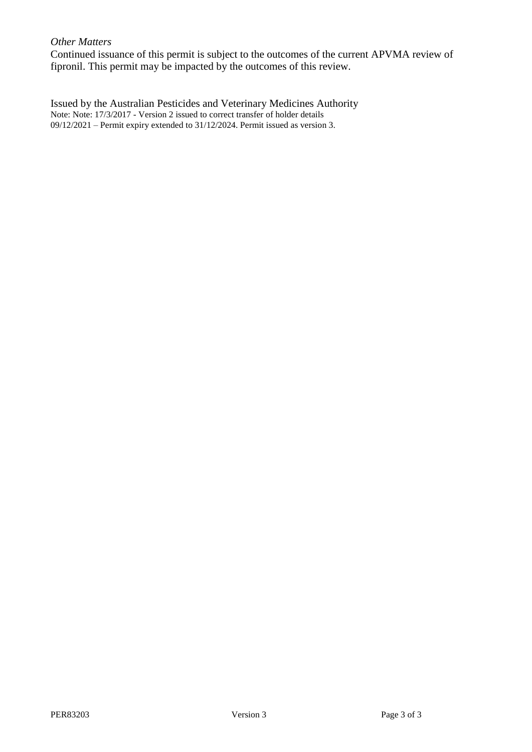*Other Matters*

Continued issuance of this permit is subject to the outcomes of the current APVMA review of fipronil. This permit may be impacted by the outcomes of this review.

Issued by the Australian Pesticides and Veterinary Medicines Authority

Note: Note: 17/3/2017 - Version 2 issued to correct transfer of holder details

09/12/2021 – Permit expiry extended to 31/12/2024. Permit issued as version 3.